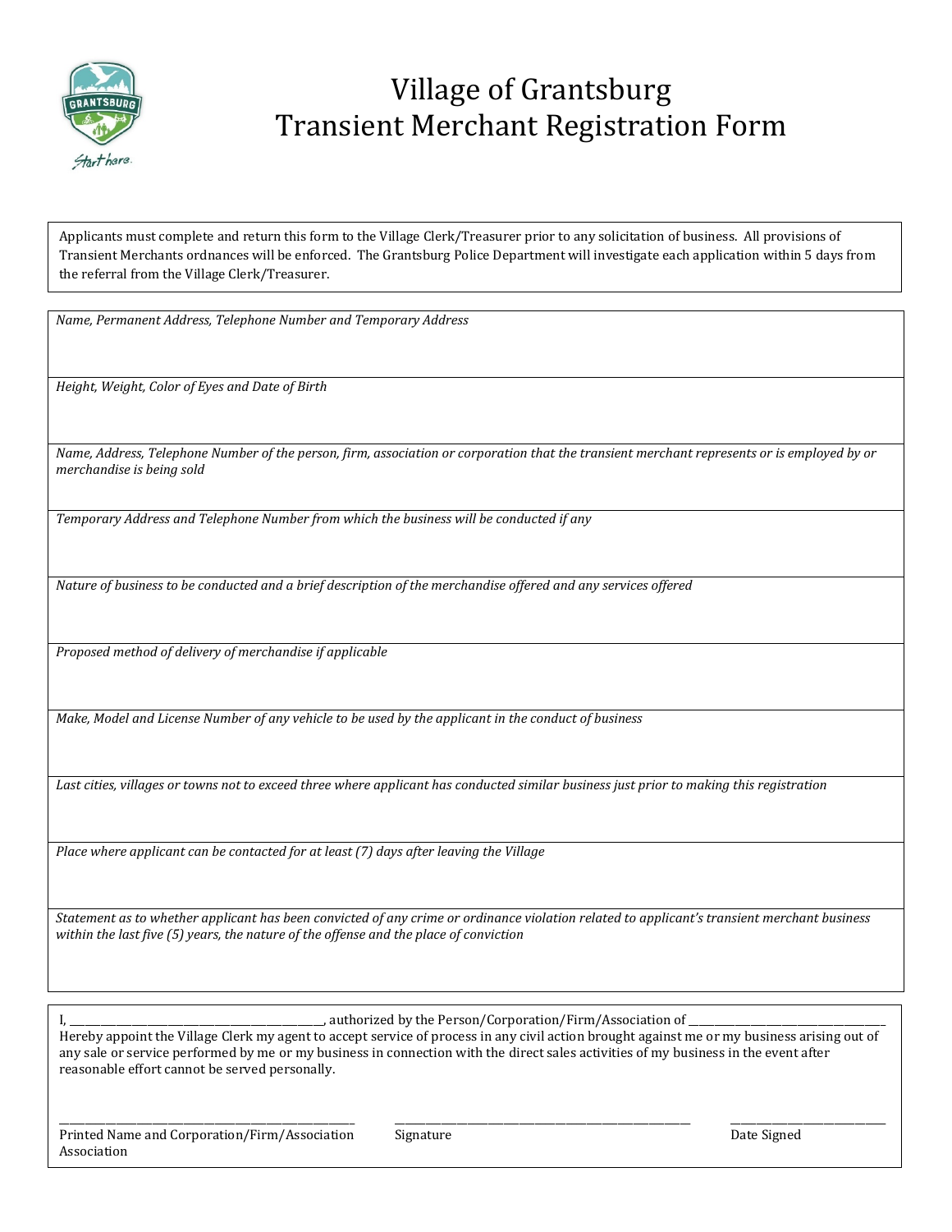# Village of Grantsburg
# Transient Merchant Registration Form

Applicants must complete and return this form to the Village Clerk/Treasurer prior to any solicitation of business. All provisions of Transient Merchants ordnances will be enforced. The Grantsburg Police Department will investigate each application within 5 days from the referral from the Village Clerk/Treasurer.

*Name, Permanent Address, Telephone Number and Temporary Address*

*Height, Weight, Color of Eyes and Date of Birth*

*Name, Address, Telephone Number of the person, firm, association or corporation that the transient merchant represents or is employed by or merchandise is being sold*

*Temporary Address and Telephone Number from which the business will be conducted if any*

*Nature of business to be conducted and a brief description of the merchandise offered and any services offered*

*Proposed method of delivery of merchandise if applicable*

*Make, Model and License Number of any vehicle to be used by the applicant in the conduct of business*

*Last cities, villages or towns not to exceed three where applicant has conducted similar business just prior to making this registration*

*Place where applicant can be contacted for at least (7) days after leaving the Village*

*Statement as to whether applicant has been convicted of any crime or ordinance violation related to applicant's transient merchant business within the last five (5) years, the nature of the offense and the place of conviction*

I, ______________________________, authorized by the Person/Corporation/Firm/Association of ______________________________ Hereby appoint the Village Clerk my agent to accept service of process in any civil action brought against me or my business arising out of any sale or service performed by me or my business in connection with the direct sales activities of my business in the event after reasonable effort cannot be served personally.

______________________________ ______________________________ ____________________

Printed Name and Corporation/Firm/Association Association | Signature | Date Signed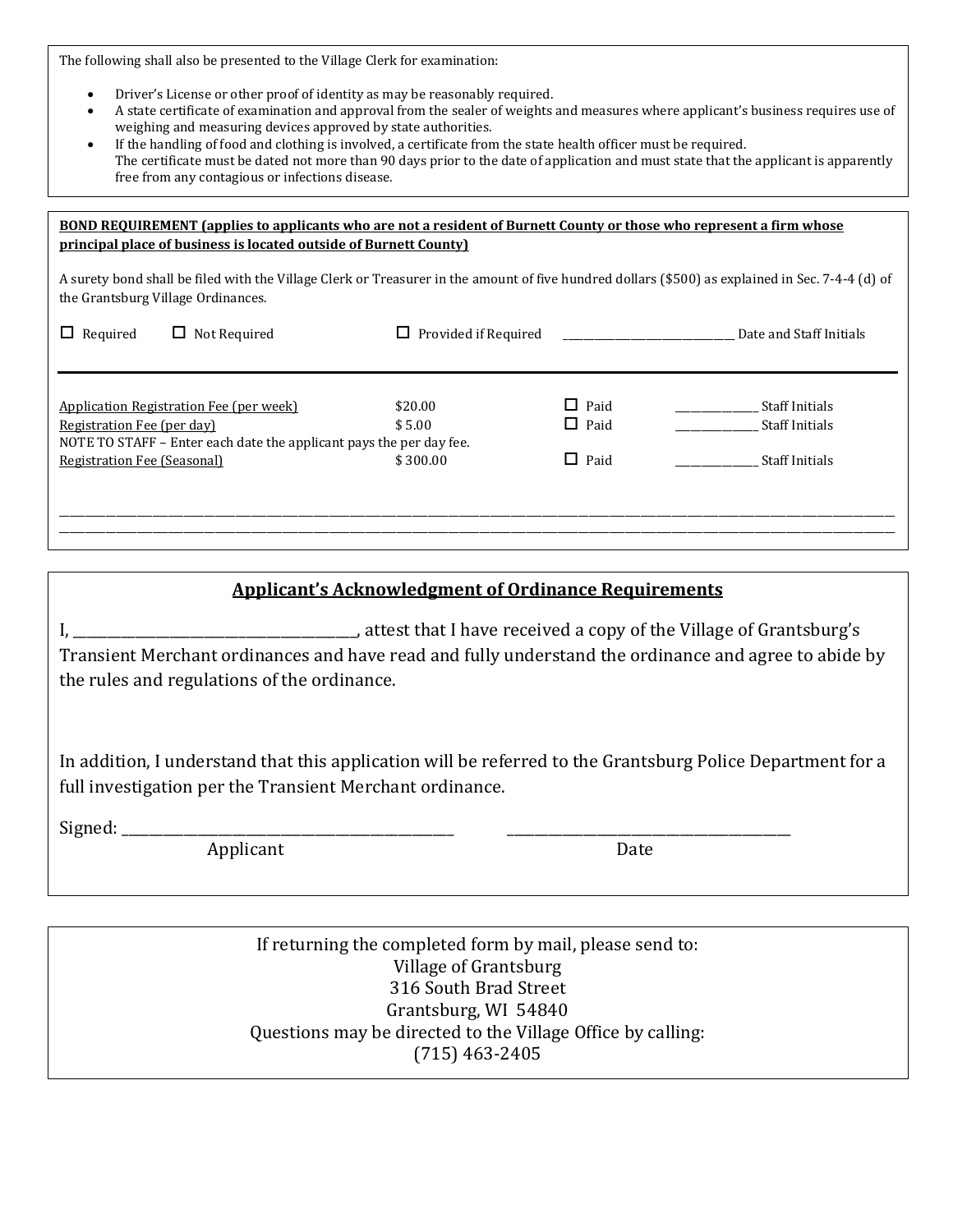The following shall also be presented to the Village Clerk for examination:

- Driver's License or other proof of identity as may be reasonably required.
- A state certificate of examination and approval from the sealer of weights and measures where applicant's business requires use of weighing and measuring devices approved by state authorities.
- If the handling of food and clothing is involved, a certificate from the state health officer must be required. The certificate must be dated not more than 90 days prior to the date of application and must state that the applicant is apparently free from any contagious or infections disease.

**BOND REQUIREMENT (applies to applicants who are not a resident of Burnett County or those who represent a firm whose principal place of business is located outside of Burnett County)**

A surety bond shall be filed with the Village Clerk or Treasurer in the amount of five hundred dollars ($500) as explained in Sec. 7-4-4 (d) of the Grantsburg Village Ordinances.

☐ Required ☐ Not Required ☐ Provided if Required ______________________ Date and Staff Initials

| | | | |
|---|---|---|---|
| Application Registration Fee (per week) | $20.00 | ☐ Paid | ____________ Staff Initials |
| Registration Fee (per day) | $ 5.00 | ☐ Paid | ____________ Staff Initials |
| NOTE TO STAFF – Enter each date the applicant pays the per day fee. | | | |
| Registration Fee (Seasonal) | $ 300.00 | ☐ Paid | ____________ Staff Initials |

_______________________________________________________________________________________________

_______________________________________________________________________________________________

## Applicant's Acknowledgment of Ordinance Requirements

I, ______________________________, attest that I have received a copy of the Village of Grantsburg's Transient Merchant ordinances and have read and fully understand the ordinance and agree to abide by the rules and regulations of the ordinance.

In addition, I understand that this application will be referred to the Grantsburg Police Department for a full investigation per the Transient Merchant ordinance.

Signed: ___________________________________ ______________________________

Applicant Date

If returning the completed form by mail, please send to:
Village of Grantsburg
316 South Brad Street
Grantsburg, WI 54840
Questions may be directed to the Village Office by calling:
(715) 463-2405